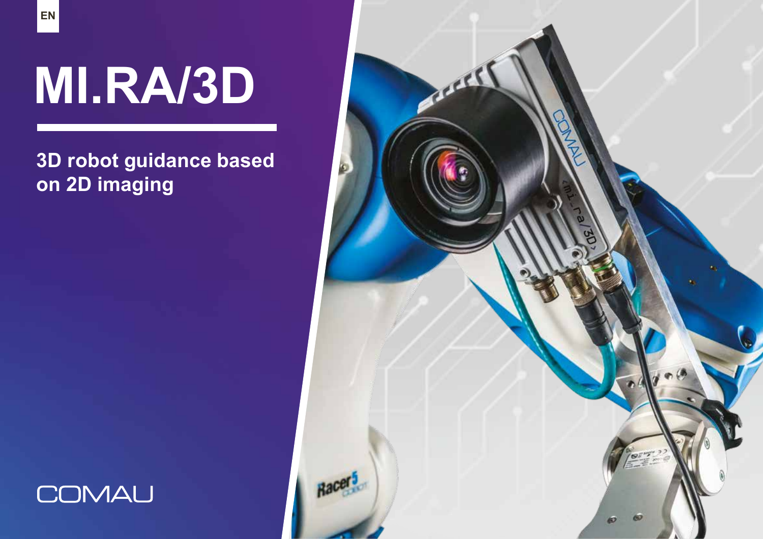EN

# MI.RA/3D

## 3D robot guidance based on 2D imaging

COMAU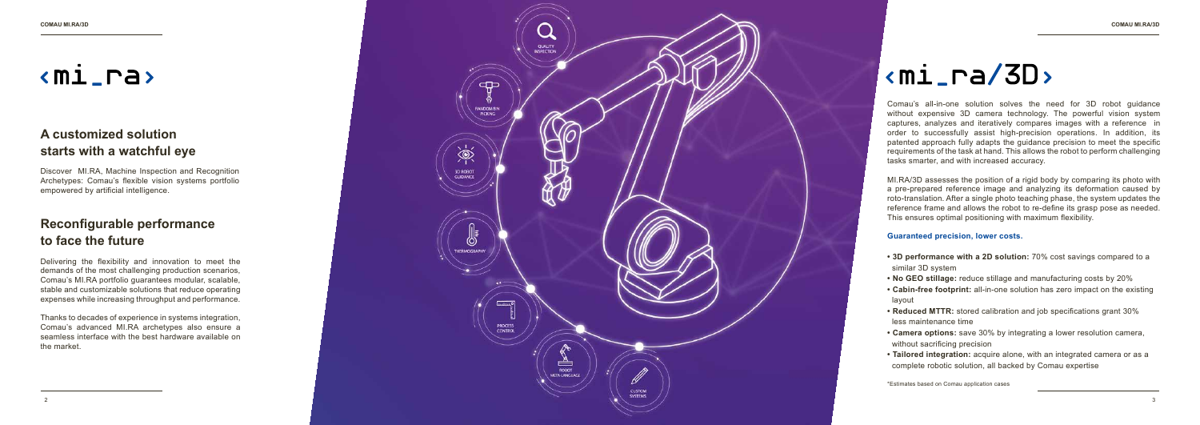# ‹mi_ra›

## A customized solution starts with a watchful eye

Discover MI.RA, Machine Inspection and Recognition Archetypes: Comau's flexible vision systems portfolio empowered by artificial intelligence.

## Reconfigurable performance to face the future

Delivering the flexibility and innovation to meet the demands of the most challenging production scenarios, Comau's MI.RA portfolio guarantees modular, scalable, stable and customizable solutions that reduce operating expenses while increasing throughput and performance.

Thanks to decades of experience in systems integration, Comau's advanced MI.RA archetypes also ensure a seamless interface with the best hardware available on the market.

# ‹mi_ra/3D›

Comau's all-in-one solution solves the need for 3D robot guidance without expensive 3D camera technology. The powerful vision system captures, analyzes and iteratively compares images with a reference in order to successfully assist high-precision operations. In addition, its patented approach fully adapts the guidance precision to meet the specific requirements of the task at hand. This allows the robot to perform challenging tasks smarter, and with increased accuracy.

MI.RA/3D assesses the position of a rigid body by comparing its photo with a pre-prepared reference image and analyzing its deformation caused by roto-translation. After a single photo teaching phase, the system updates the reference frame and allows the robot to re-define its grasp pose as needed. This ensures optimal positioning with maximum flexibility.

**Guaranteed precision, lower costs.**

- **3D performance with a 2D solution:** 70% cost savings compared to a similar 3D system
- **No GEO stillage:** reduce stillage and manufacturing costs by 20%
- **Cabin-free footprint:** all-in-one solution has zero impact on the existing layout
- **Reduced MTTR:** stored calibration and job specifications grant 30% less maintenance time
- **Camera options:** save 30% by integrating a lower resolution camera, without sacrificing precision
- **Tailored integration:** acquire alone, with an integrated camera or as a complete robotic solution, all backed by Comau expertise

*Estimates based on Comau application cases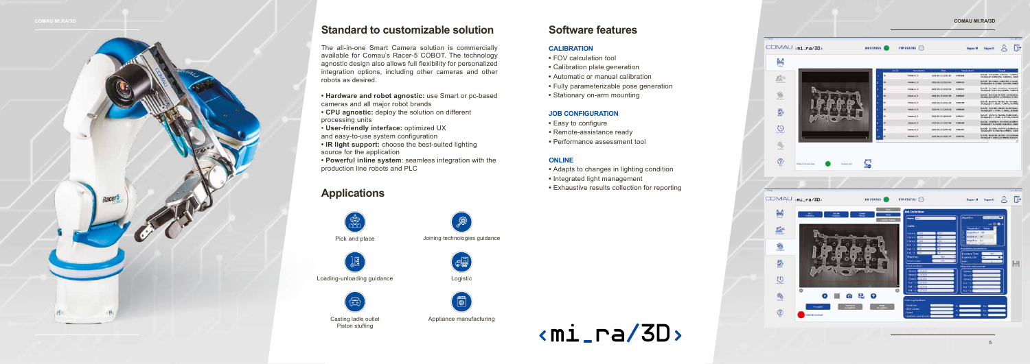## Standard to customizable solution

The all-in-one Smart Camera solution is commercially available for Comau's Racer-5 COBOT. The technology agnostic design also allows full flexibility for personalized integration options, including other cameras and other robots as desired.

- **Hardware and robot agnostic:** use Smart or pc-based cameras and all major robot brands
- **CPU agnostic:** deploy the solution on different processing units
- **User-friendly interface:** optimized UX and easy-to-use system configuration
- **IR light support:** choose the best-suited lighting source for the application
- **Powerful inline system**: seamless integration with the production line robots and PLC

## Applications

- Pick and place
- Joining technologies guidance
- Loading-unloading guidance
- Logistic
- Casting ladle outlet Piston stuffing
- Appliance manufacturing

## Software features

### CALIBRATION

- FOV calculation tool
- Calibration plate generation
- Automatic or manual calibration
- Fully parameterizable pose generation
- Stationary on-arm mounting

### JOB CONFIGURATION

- Easy to configure
- Remote-assistance ready
- Performance assessment tool

### ONLINE

- Adapts to changes in lighting condition
- Integrated light management
- Exhaustive results collection for reporting

‹mi_ra/3D›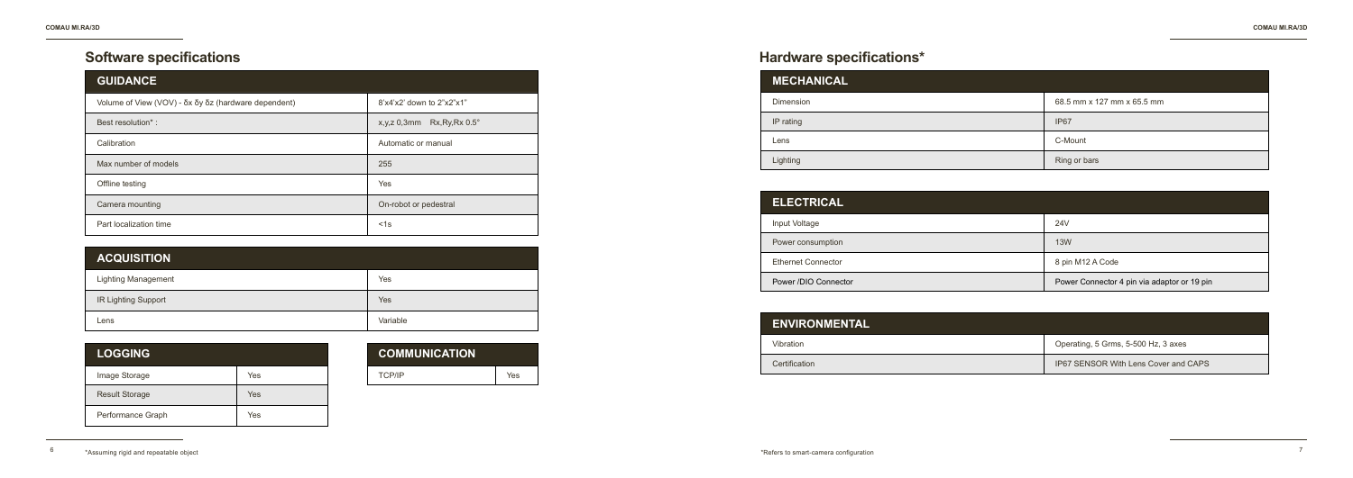## Software specifications

| GUIDANCE | |
|---|---|
| Volume of View (VOV) - δx δy δz (hardware dependent) | 8'x4'x2' down to 2"x2"x1" |
| Best resolution* : | x,y,z 0,3mm Rx,Ry,Rx 0.5° |
| Calibration | Automatic or manual |
| Max number of models | 255 |
| Offline testing | Yes |
| Camera mounting | On-robot or pedestral |
| Part localization time | <1s |

| ACQUISITION | |
|---|---|
| Lighting Management | Yes |
| IR Lighting Support | Yes |
| Lens | Variable |

| LOGGING | |
|---|---|
| Image Storage | Yes |
| Result Storage | Yes |
| Performance Graph | Yes |

| COMMUNICATION | |
|---|---|
| TCP/IP | Yes |

*Assuming rigid and repeatable object

## Hardware specifications*

| MECHANICAL | |
|---|---|
| Dimension | 68.5 mm x 127 mm x 65.5 mm |
| IP rating | IP67 |
| Lens | C-Mount |
| Lighting | Ring or bars |

| ELECTRICAL | |
|---|---|
| Input Voltage | 24V |
| Power consumption | 13W |
| Ethernet Connector | 8 pin M12 A Code |
| Power /DIO Connector | Power Connector 4 pin via adaptor or 19 pin |

| ENVIRONMENTAL | |
|---|---|
| Vibration | Operating, 5 Grms, 5-500 Hz, 3 axes |
| Certification | IP67 SENSOR With Lens Cover and CAPS |

*Refers to smart-camera configuration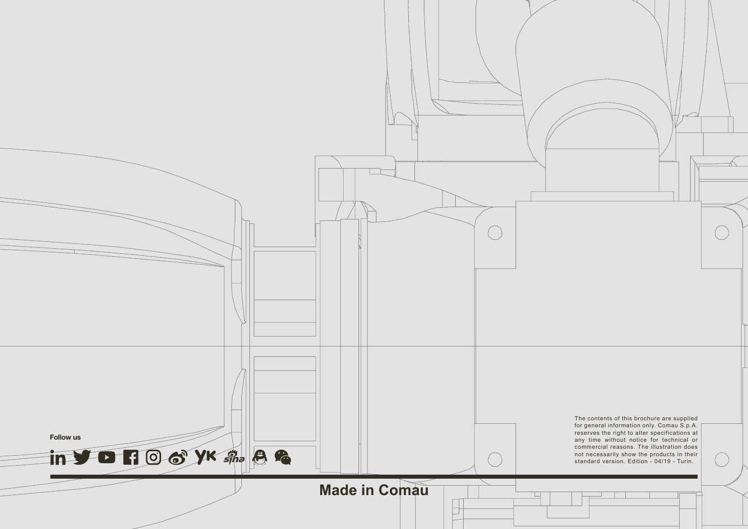Follow us

The contents of this brochure are supplied for general information only. Comau S.p.A. reserves the right to alter specifications at any time without notice for technical or commercial reasons. The illustration does not necessarily show the products in their standard version. Edition - 04/19 - Turin.

**Made in Comau**